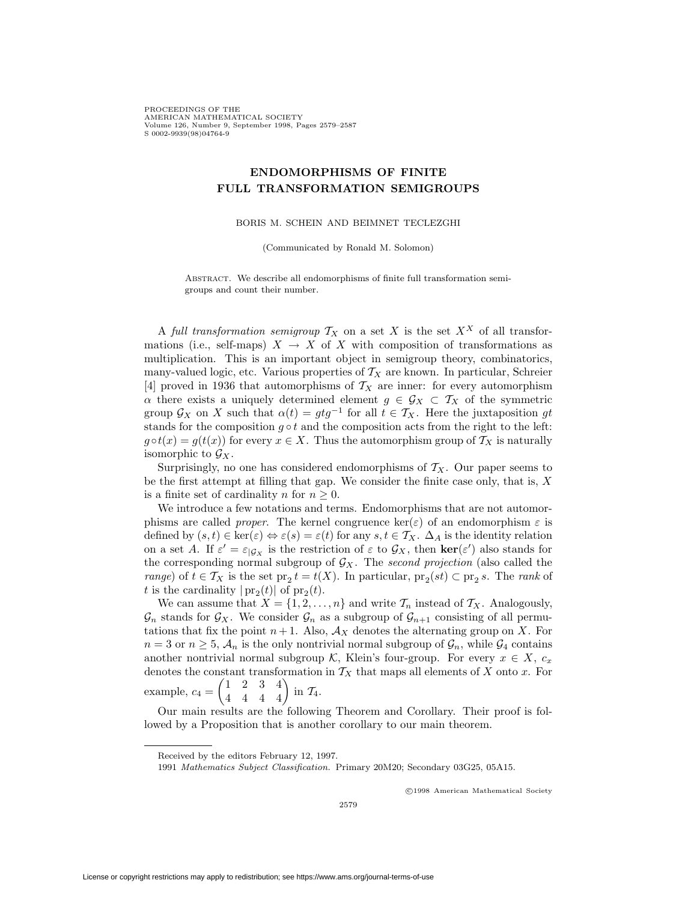# ENDOMORPHISMS OF FINITE FULL TRANSFORMATION SEMIGROUPS

BORIS M. SCHEIN AND BEIMNET TECLEZGHI

(Communicated by Ronald M. Solomon)

ABSTRACT. We describe all endomorphisms of finite full transformation semigroups and count their number.

A *full transformation semigroup* $\mathcal{T}_X$ on a set $X$ is the set $X^X$ of all transformations (i.e., self-maps) $X \to X$ of $X$ with composition of transformations as multiplication. This is an important object in semigroup theory, combinatorics, many-valued logic, etc. Various properties of $\mathcal{T}_X$ are known. In particular, Schreier [4] proved in 1936 that automorphisms of $\mathcal{T}_X$ are inner: for every automorphism $\alpha$ there exists a uniquely determined element $g \in \mathcal{G}_X \subset \mathcal{T}_X$ of the symmetric group $\mathcal{G}_X$ on $X$ such that $\alpha(t) = gtg^{-1}$ for all $t \in \mathcal{T}_X$. Here the juxtaposition $gt$ stands for the composition $g \circ t$ and the composition acts from the right to the left: $g \circ t(x) = g(t(x))$ for every $x \in X$. Thus the automorphism group of $\mathcal{T}_X$ is naturally isomorphic to $\mathcal{G}_X$.

Surprisingly, no one has considered endomorphisms of $\mathcal{T}_X$. Our paper seems to be the first attempt at filling that gap. We consider the finite case only, that is, $X$ is a finite set of cardinality $n$ for $n \geq 0$.

We introduce a few notations and terms. Endomorphisms that are not automorphisms are called *proper*. The kernel congruence $\ker(\varepsilon)$ of an endomorphism $\varepsilon$ is defined by $(s,t) \in \ker(\varepsilon) \Leftrightarrow \varepsilon(s) = \varepsilon(t)$ for any $s, t \in \mathcal{T}_X$. $\Delta_A$ is the identity relation on a set $A$. If $\varepsilon' = \varepsilon_{|\mathcal{G}_X}$ is the restriction of $\varepsilon$ to $\mathcal{G}_X$, then $\mathbf{ker}(\varepsilon')$ also stands for the corresponding normal subgroup of $\mathcal{G}_X$. The *second projection* (also called the *range*) of $t \in \mathcal{T}_X$ is the set $\operatorname{pr}_2 t = t(X)$. In particular, $\operatorname{pr}_2(st) \subset \operatorname{pr}_2 s$. The *rank* of $t$ is the cardinality $|\operatorname{pr}_2(t)|$ of $\operatorname{pr}_2(t)$.

We can assume that $X = \{1, 2, \ldots, n\}$ and write $\mathcal{T}_n$ instead of $\mathcal{T}_X$. Analogously, $\mathcal{G}_n$ stands for $\mathcal{G}_X$. We consider $\mathcal{G}_n$ as a subgroup of $\mathcal{G}_{n+1}$ consisting of all permutations that fix the point $n+1$. Also, $\mathcal{A}_X$ denotes the alternating group on $X$. For $n = 3$ or $n \geq 5$, $\mathcal{A}_n$ is the only nontrivial normal subgroup of $\mathcal{G}_n$, while $\mathcal{G}_4$ contains another nontrivial normal subgroup $\mathcal{K}$, Klein's four-group. For every $x \in X$, $c_x$ denotes the constant transformation in $\mathcal{T}_X$ that maps all elements of $X$ onto $x$. For example, $c_4 = \begin{pmatrix} 1 & 2 & 3 & 4 \\ 4 & 4 & 4 & 4 \end{pmatrix}$ in $\mathcal{T}_4$.

Our main results are the following Theorem and Corollary. Their proof is followed by a Proposition that is another corollary to our main theorem.

---

Received by the editors February 12, 1997.

1991 *Mathematics Subject Classification.* Primary 20M20; Secondary 03G25, 05A15.

©1998 American Mathematical Society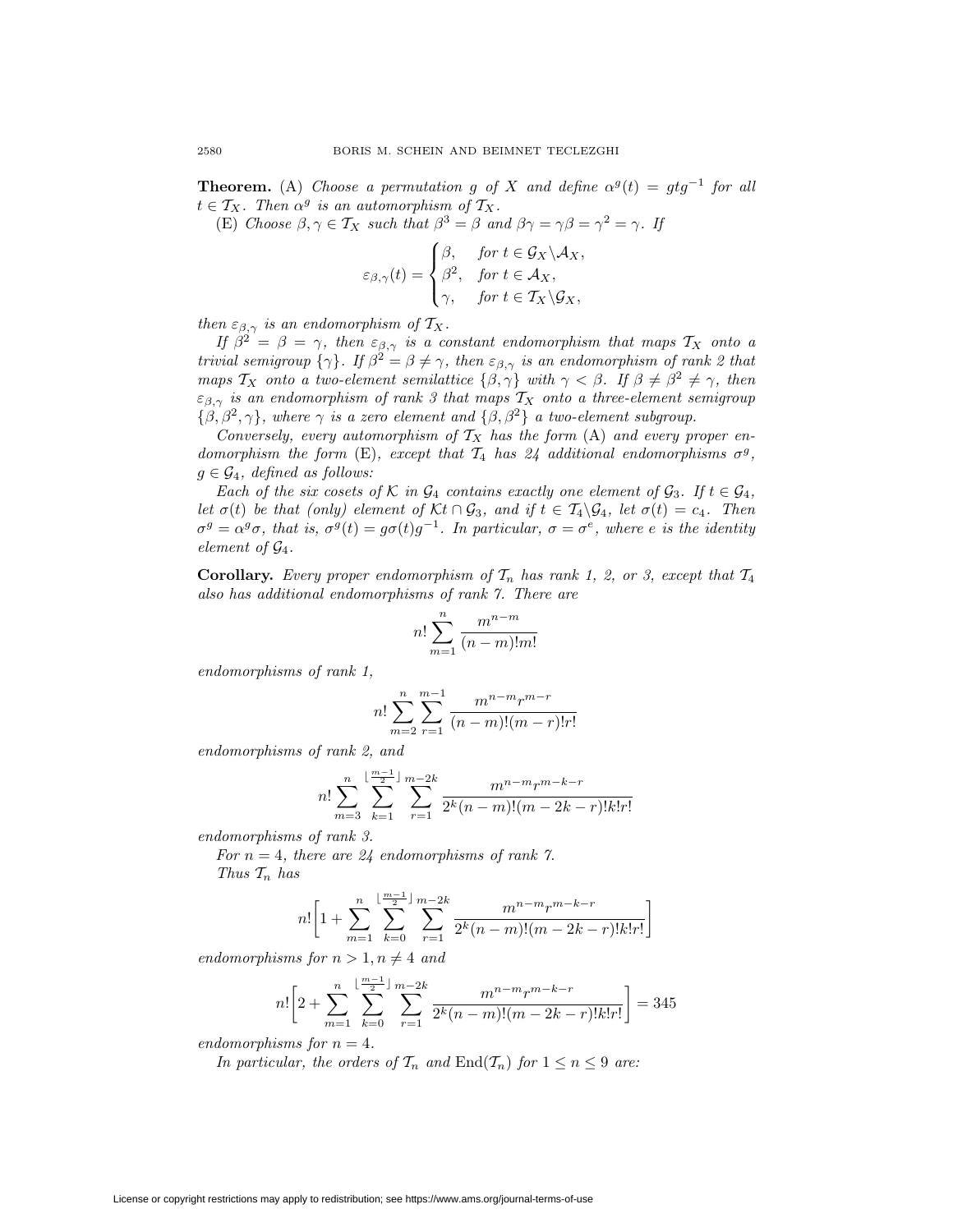**Theorem.** (A) *Choose a permutation $g$ of $X$ and define $\alpha^g(t) = gtg^{-1}$ for all $t \in \mathcal{T}_X$. Then $\alpha^g$ is an automorphism of $\mathcal{T}_X$.*

(E) *Choose $\beta, \gamma \in \mathcal{T}_X$ such that $\beta^3 = \beta$ and $\beta\gamma = \gamma\beta = \gamma^2 = \gamma$. If*

$$\varepsilon_{\beta,\gamma}(t) = \begin{cases} \beta, & \text{for } t \in \mathcal{G}_X \backslash \mathcal{A}_X, \\ \beta^2, & \text{for } t \in \mathcal{A}_X, \\ \gamma, & \text{for } t \in \mathcal{T}_X \backslash \mathcal{G}_X, \end{cases}$$

*then $\varepsilon_{\beta,\gamma}$ is an endomorphism of $\mathcal{T}_X$.*

*If $\beta^2 = \beta = \gamma$, then $\varepsilon_{\beta,\gamma}$ is a constant endomorphism that maps $\mathcal{T}_X$ onto a trivial semigroup $\{\gamma\}$. If $\beta^2 = \beta \neq \gamma$, then $\varepsilon_{\beta,\gamma}$ is an endomorphism of rank 2 that maps $\mathcal{T}_X$ onto a two-element semilattice $\{\beta, \gamma\}$ with $\gamma < \beta$. If $\beta \neq \beta^2 \neq \gamma$, then $\varepsilon_{\beta,\gamma}$ is an endomorphism of rank 3 that maps $\mathcal{T}_X$ onto a three-element semigroup $\{\beta, \beta^2, \gamma\}$, where $\gamma$ is a zero element and $\{\beta, \beta^2\}$ a two-element subgroup.*

*Conversely, every automorphism of $\mathcal{T}_X$ has the form* (A) *and every proper endomorphism the form* (E), *except that $\mathcal{T}_4$ has 24 additional endomorphisms $\sigma^g$, $g \in \mathcal{G}_4$, defined as follows:*

*Each of the six cosets of $\mathcal{K}$ in $\mathcal{G}_4$ contains exactly one element of $\mathcal{G}_3$. If $t \in \mathcal{G}_4$, let $\sigma(t)$ be that (only) element of $\mathcal{K}t \cap \mathcal{G}_3$, and if $t \in \mathcal{T}_4 \backslash \mathcal{G}_4$, let $\sigma(t) = c_4$. Then $\sigma^g = \alpha^g \sigma$, that is, $\sigma^g(t) = g\sigma(t)g^{-1}$. In particular, $\sigma = \sigma^e$, where $e$ is the identity element of $\mathcal{G}_4$.*

**Corollary.** *Every proper endomorphism of $\mathcal{T}_n$ has rank 1, 2, or 3, except that $\mathcal{T}_4$ also has additional endomorphisms of rank 7. There are*

$$n! \sum_{m=1}^{n} \frac{m^{n-m}}{(n-m)!m!}$$

*endomorphisms of rank 1,*

$$n! \sum_{m=2}^{n} \sum_{r=1}^{m-1} \frac{m^{n-m} r^{m-r}}{(n-m)!(m-r)!r!}$$

*endomorphisms of rank 2, and*

$$n! \sum_{m=3}^{n} \sum_{k=1}^{\lfloor \frac{m-1}{2} \rfloor} \sum_{r=1}^{m-2k} \frac{m^{n-m} r^{m-k-r}}{2^k (n-m)!(m-2k-r)!k!r!}$$

*endomorphisms of rank 3.*

*For $n = 4$, there are 24 endomorphisms of rank 7.*

*Thus $\mathcal{T}_n$ has*

$$n! \left[ 1 + \sum_{m=1}^{n} \sum_{k=0}^{\lfloor \frac{m-1}{2} \rfloor} \sum_{r=1}^{m-2k} \frac{m^{n-m} r^{m-k-r}}{2^k (n-m)!(m-2k-r)!k!r!} \right]$$

*endomorphisms for $n > 1, n \neq 4$ and*

$$n! \left[ 2 + \sum_{m=1}^{n} \sum_{k=0}^{\lfloor \frac{m-1}{2} \rfloor} \sum_{r=1}^{m-2k} \frac{m^{n-m} r^{m-k-r}}{2^k (n-m)!(m-2k-r)!k!r!} \right] = 345$$

*endomorphisms for $n = 4$.*

*In particular, the orders of $\mathcal{T}_n$ and $\operatorname{End}(\mathcal{T}_n)$ for $1 \leq n \leq 9$ are:*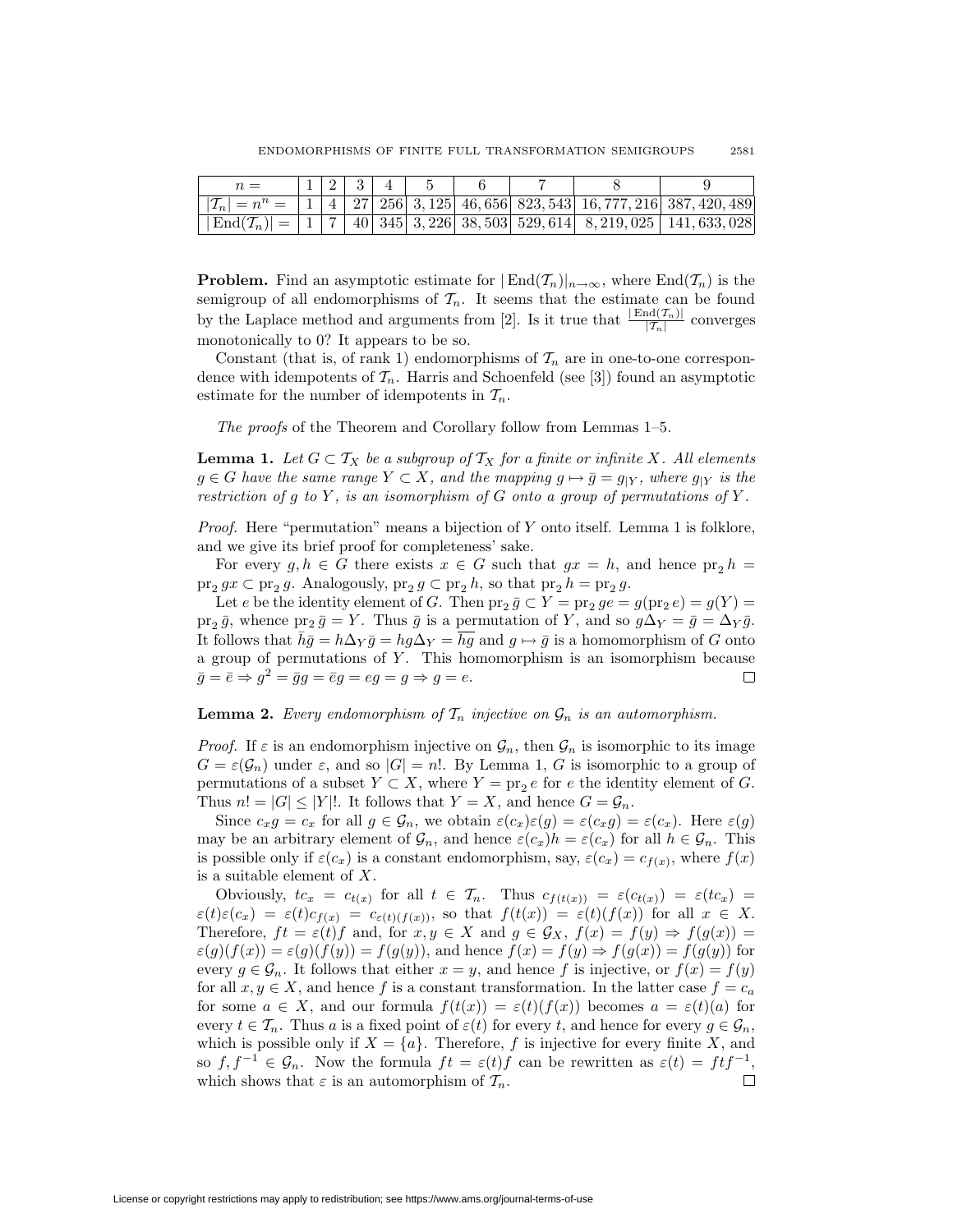| $n =$ | 1 | 2 | 3 | 4 | 5 | 6 | 7 | 8 | 9 |
|---|---|---|---|---|---|---|---|---|---|
| $\|\mathcal{T}_n\| = n^n =$ | 1 | 4 | 27 | 256 | 3,125 | 46,656 | 823,543 | 16,777,216 | 387,420,489 |
| $\|\operatorname{End}(\mathcal{T}_n)\| =$ | 1 | 7 | 40 | 345 | 3,226 | 38,503 | 529,614 | 8,219,025 | 141,633,028 |

**Problem.** Find an asymptotic estimate for $|\operatorname{End}(\mathcal{T}_n)|_{n\to\infty}$, where $\operatorname{End}(\mathcal{T}_n)$ is the semigroup of all endomorphisms of $\mathcal{T}_n$. It seems that the estimate can be found by the Laplace method and arguments from [2]. Is it true that $\frac{|\operatorname{End}(\mathcal{T}_n)|}{|\mathcal{T}_n|}$ converges monotonically to 0? It appears to be so.

Constant (that is, of rank 1) endomorphisms of $\mathcal{T}_n$ are in one-to-one correspondence with idempotents of $\mathcal{T}_n$. Harris and Schoenfeld (see [3]) found an asymptotic estimate for the number of idempotents in $\mathcal{T}_n$.

*The proofs* of the Theorem and Corollary follow from Lemmas 1–5.

**Lemma 1.** *Let $G \subset \mathcal{T}_X$ be a subgroup of $\mathcal{T}_X$ for a finite or infinite $X$. All elements $g \in G$ have the same range $Y \subset X$, and the mapping $g \mapsto \bar{g} = g_{|Y}$, where $g_{|Y}$ is the restriction of $g$ to $Y$, is an isomorphism of $G$ onto a group of permutations of $Y$.*

*Proof.* Here "permutation" means a bijection of $Y$ onto itself. Lemma 1 is folklore, and we give its brief proof for completeness' sake.

For every $g, h \in G$ there exists $x \in G$ such that $gx = h$, and hence $\operatorname{pr}_2 h = \operatorname{pr}_2 gx \subset \operatorname{pr}_2 g$. Analogously, $\operatorname{pr}_2 g \subset \operatorname{pr}_2 h$, so that $\operatorname{pr}_2 h = \operatorname{pr}_2 g$.

Let $e$ be the identity element of $G$. Then $\operatorname{pr}_2 \bar{g} \subset Y = \operatorname{pr}_2 ge = g(\operatorname{pr}_2 e) = g(Y) = \operatorname{pr}_2 \bar{g}$, whence $\operatorname{pr}_2 \bar{g} = Y$. Thus $\bar{g}$ is a permutation of $Y$, and so $g\Delta_Y = \bar{g} = \Delta_Y \bar{g}$. It follows that $\bar{h}\bar{g} = h\Delta_Y \bar{g} = hg\Delta_Y = \overline{hg}$ and $g \mapsto \bar{g}$ is a homomorphism of $G$ onto a group of permutations of $Y$. This homomorphism is an isomorphism because $\bar{g} = \bar{e} \Rightarrow g^2 = \bar{g}g = \bar{e}g = eg = g \Rightarrow g = e$. $\square$

**Lemma 2.** *Every endomorphism of $\mathcal{T}_n$ injective on $\mathcal{G}_n$ is an automorphism.*

*Proof.* If $\varepsilon$ is an endomorphism injective on $\mathcal{G}_n$, then $\mathcal{G}_n$ is isomorphic to its image $G = \varepsilon(\mathcal{G}_n)$ under $\varepsilon$, and so $|G| = n!$. By Lemma 1, $G$ is isomorphic to a group of permutations of a subset $Y \subset X$, where $Y = \operatorname{pr}_2 e$ for $e$ the identity element of $G$. Thus $n! = |G| \le |Y|!$. It follows that $Y = X$, and hence $G = \mathcal{G}_n$.

Since $c_x g = c_x$ for all $g \in \mathcal{G}_n$, we obtain $\varepsilon(c_x)\varepsilon(g) = \varepsilon(c_x g) = \varepsilon(c_x)$. Here $\varepsilon(g)$ may be an arbitrary element of $\mathcal{G}_n$, and hence $\varepsilon(c_x)h = \varepsilon(c_x)$ for all $h \in \mathcal{G}_n$. This is possible only if $\varepsilon(c_x)$ is a constant endomorphism, say, $\varepsilon(c_x) = c_{f(x)}$, where $f(x)$ is a suitable element of $X$.

Obviously, $tc_x = c_{t(x)}$ for all $t \in \mathcal{T}_n$. Thus $c_{f(t(x))} = \varepsilon(c_{t(x)}) = \varepsilon(tc_x) = \varepsilon(t)\varepsilon(c_x) = \varepsilon(t)c_{f(x)} = c_{\varepsilon(t)(f(x))}$, so that $f(t(x)) = \varepsilon(t)(f(x))$ for all $x \in X$. Therefore, $ft = \varepsilon(t)f$ and, for $x, y \in X$ and $g \in \mathcal{G}_X$, $f(x) = f(y) \Rightarrow f(g(x)) = \varepsilon(g)(f(x)) = \varepsilon(g)(f(y)) = f(g(y))$, and hence $f(x) = f(y) \Rightarrow f(g(x)) = f(g(y))$ for every $g \in \mathcal{G}_n$. It follows that either $x = y$, and hence $f$ is injective, or $f(x) = f(y)$ for all $x, y \in X$, and hence $f$ is a constant transformation. In the latter case $f = c_a$ for some $a \in X$, and our formula $f(t(x)) = \varepsilon(t)(f(x))$ becomes $a = \varepsilon(t)(a)$ for every $t \in \mathcal{T}_n$. Thus $a$ is a fixed point of $\varepsilon(t)$ for every $t$, and hence for every $g \in \mathcal{G}_n$, which is possible only if $X = \{a\}$. Therefore, $f$ is injective for every finite $X$, and so $f, f^{-1} \in \mathcal{G}_n$. Now the formula $ft = \varepsilon(t)f$ can be rewritten as $\varepsilon(t) = ftf^{-1}$, which shows that $\varepsilon$ is an automorphism of $\mathcal{T}_n$. $\square$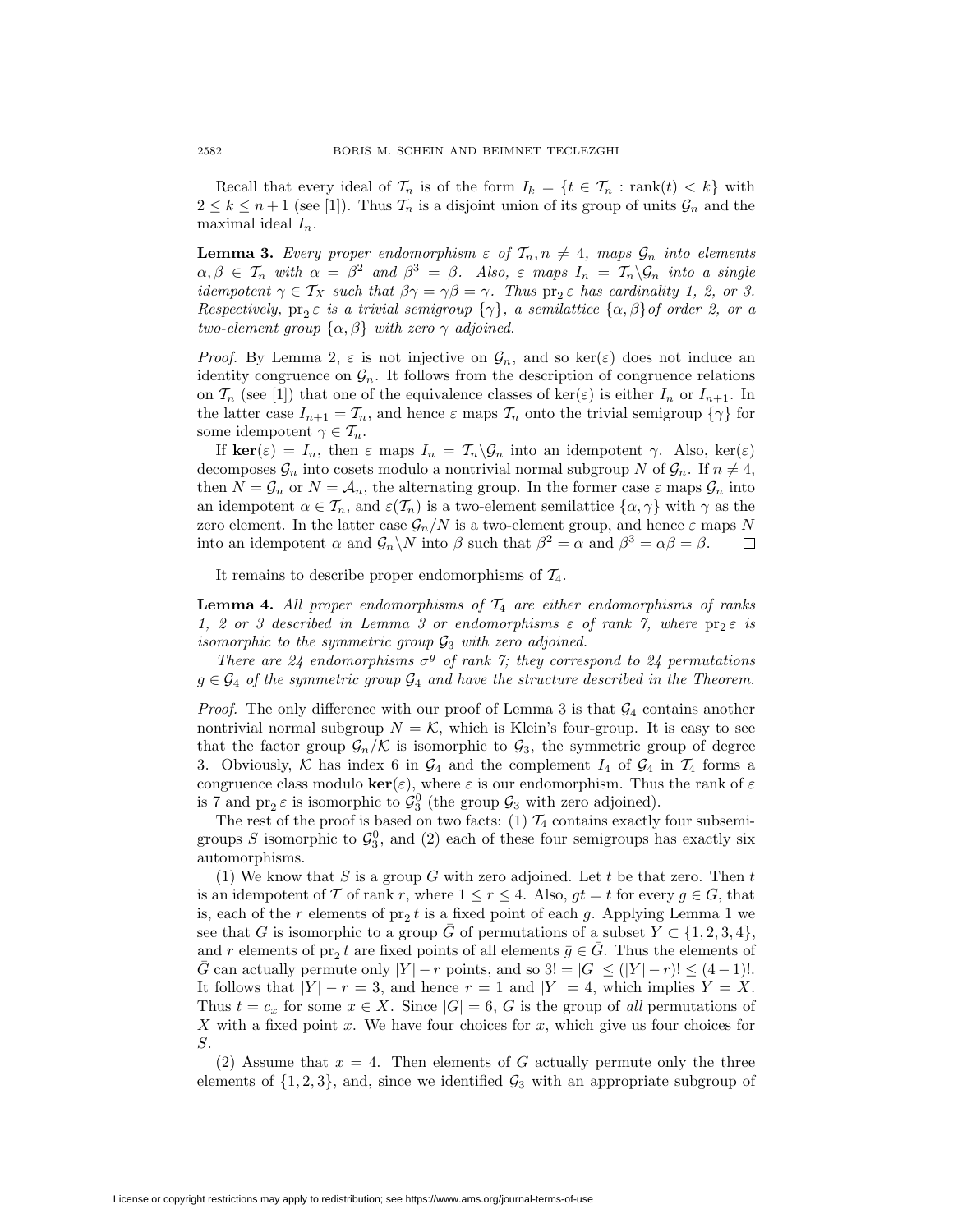Recall that every ideal of $\mathcal{T}_n$ is of the form $I_k = \{t \in \mathcal{T}_n : \text{rank}(t) < k\}$ with $2 \le k \le n+1$ (see [1]). Thus $\mathcal{T}_n$ is a disjoint union of its group of units $\mathcal{G}_n$ and the maximal ideal $I_n$.

**Lemma 3.** *Every proper endomorphism $\varepsilon$ of $\mathcal{T}_n, n \neq 4$, maps $\mathcal{G}_n$ into elements $\alpha, \beta \in \mathcal{T}_n$ with $\alpha = \beta^2$ and $\beta^3 = \beta$. Also, $\varepsilon$ maps $I_n = \mathcal{T}_n \backslash \mathcal{G}_n$ into a single idempotent $\gamma \in \mathcal{T}_X$ such that $\beta\gamma = \gamma\beta = \gamma$. Thus $\text{pr}_2\, \varepsilon$ has cardinality 1, 2, or 3. Respectively, $\text{pr}_2\, \varepsilon$ is a trivial semigroup $\{\gamma\}$, a semilattice $\{\alpha, \beta\}$of order 2, or a two-element group $\{\alpha, \beta\}$ with zero $\gamma$ adjoined.*

*Proof.* By Lemma 2, $\varepsilon$ is not injective on $\mathcal{G}_n$, and so $\ker(\varepsilon)$ does not induce an identity congruence on $\mathcal{G}_n$. It follows from the description of congruence relations on $\mathcal{T}_n$ (see [1]) that one of the equivalence classes of $\ker(\varepsilon)$ is either $I_n$ or $I_{n+1}$. In the latter case $I_{n+1} = \mathcal{T}_n$, and hence $\varepsilon$ maps $\mathcal{T}_n$ onto the trivial semigroup $\{\gamma\}$ for some idempotent $\gamma \in \mathcal{T}_n$.

If $\mathbf{ker}(\varepsilon) = I_n$, then $\varepsilon$ maps $I_n = \mathcal{T}_n \backslash \mathcal{G}_n$ into an idempotent $\gamma$. Also, $\ker(\varepsilon)$ decomposes $\mathcal{G}_n$ into cosets modulo a nontrivial normal subgroup $N$ of $\mathcal{G}_n$. If $n \neq 4$, then $N = \mathcal{G}_n$ or $N = \mathcal{A}_n$, the alternating group. In the former case $\varepsilon$ maps $\mathcal{G}_n$ into an idempotent $\alpha \in \mathcal{T}_n$, and $\varepsilon(\mathcal{T}_n)$ is a two-element semilattice $\{\alpha, \gamma\}$ with $\gamma$ as the zero element. In the latter case $\mathcal{G}_n/N$ is a two-element group, and hence $\varepsilon$ maps $N$ into an idempotent $\alpha$ and $\mathcal{G}_n \backslash N$ into $\beta$ such that $\beta^2 = \alpha$ and $\beta^3 = \alpha\beta = \beta$. $\square$

It remains to describe proper endomorphisms of $\mathcal{T}_4$.

**Lemma 4.** *All proper endomorphisms of $\mathcal{T}_4$ are either endomorphisms of ranks 1, 2 or 3 described in Lemma 3 or endomorphisms $\varepsilon$ of rank 7, where $\text{pr}_2\, \varepsilon$ is isomorphic to the symmetric group $\mathcal{G}_3$ with zero adjoined.*

*There are 24 endomorphisms $\sigma^g$ of rank 7; they correspond to 24 permutations $g \in \mathcal{G}_4$ of the symmetric group $\mathcal{G}_4$ and have the structure described in the Theorem.*

*Proof.* The only difference with our proof of Lemma 3 is that $\mathcal{G}_4$ contains another nontrivial normal subgroup $N = \mathcal{K}$, which is Klein's four-group. It is easy to see that the factor group $\mathcal{G}_n/\mathcal{K}$ is isomorphic to $\mathcal{G}_3$, the symmetric group of degree 3. Obviously, $\mathcal{K}$ has index 6 in $\mathcal{G}_4$ and the complement $I_4$ of $\mathcal{G}_4$ in $\mathcal{T}_4$ forms a congruence class modulo $\mathbf{ker}(\varepsilon)$, where $\varepsilon$ is our endomorphism. Thus the rank of $\varepsilon$ is 7 and $\text{pr}_2\, \varepsilon$ is isomorphic to $\mathcal{G}_3^0$ (the group $\mathcal{G}_3$ with zero adjoined).

The rest of the proof is based on two facts: (1) $\mathcal{T}_4$ contains exactly four subsemigroups $S$ isomorphic to $\mathcal{G}_3^0$, and (2) each of these four semigroups has exactly six automorphisms.

(1) We know that $S$ is a group $G$ with zero adjoined. Let $t$ be that zero. Then $t$ is an idempotent of $\mathcal{T}$ of rank $r$, where $1 \le r \le 4$. Also, $gt = t$ for every $g \in G$, that is, each of the $r$ elements of $\text{pr}_2\, t$ is a fixed point of each $g$. Applying Lemma 1 we see that $G$ is isomorphic to a group $\bar{G}$ of permutations of a subset $Y \subset \{1, 2, 3, 4\}$, and $r$ elements of $\text{pr}_2\, t$ are fixed points of all elements $\bar{g} \in \bar{G}$. Thus the elements of $\bar{G}$ can actually permute only $|Y| - r$ points, and so $3! = |G| \le (|Y| - r)! \le (4-1)!$. It follows that $|Y| - r = 3$, and hence $r = 1$ and $|Y| = 4$, which implies $Y = X$. Thus $t = c_x$ for some $x \in X$. Since $|G| = 6$, $G$ is the group of *all* permutations of $X$ with a fixed point $x$. We have four choices for $x$, which give us four choices for $S$.

(2) Assume that $x = 4$. Then elements of $G$ actually permute only the three elements of $\{1, 2, 3\}$, and, since we identified $\mathcal{G}_3$ with an appropriate subgroup of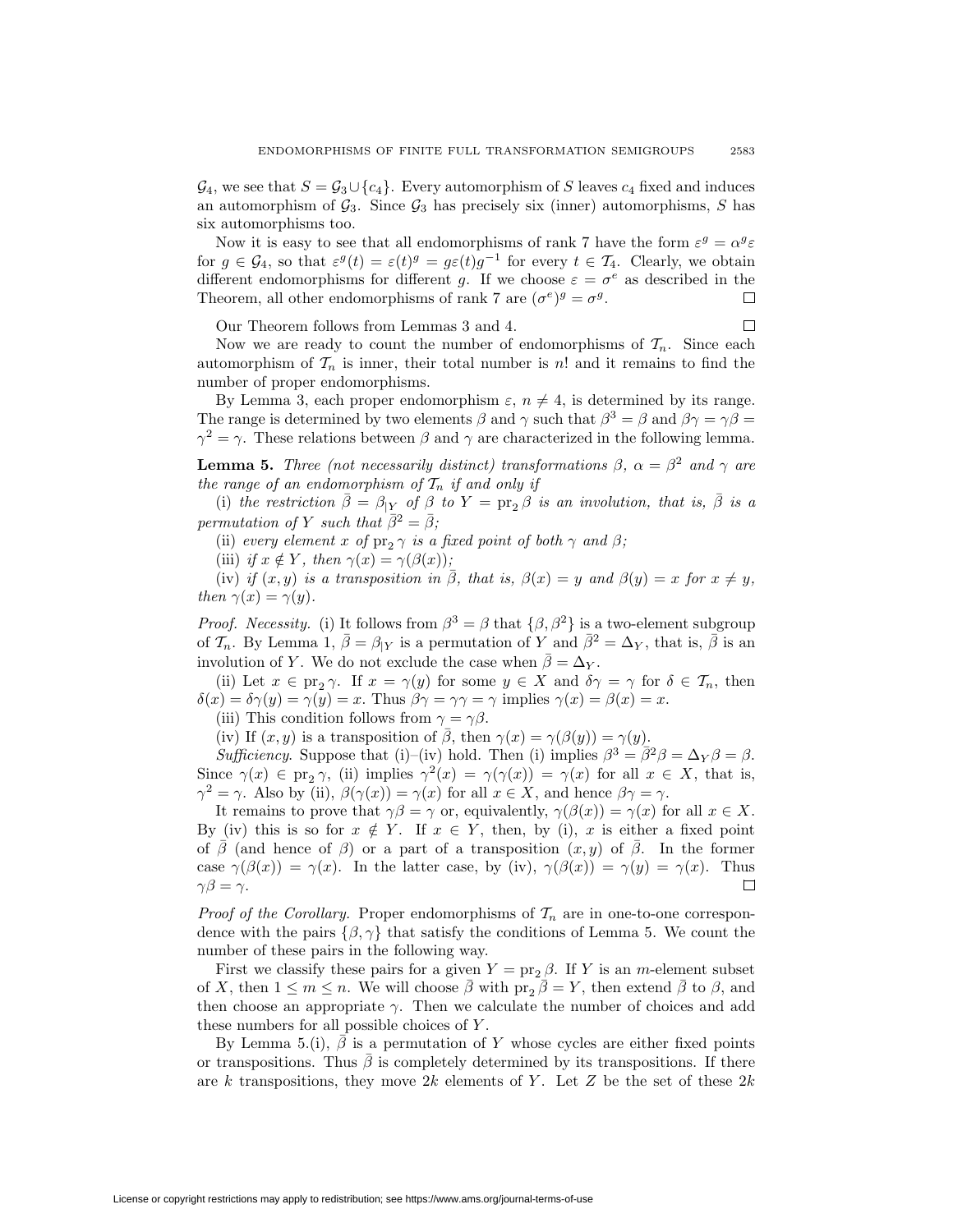$\mathcal{G}_4$, we see that $S = \mathcal{G}_3 \cup \{c_4\}$. Every automorphism of $S$ leaves $c_4$ fixed and induces an automorphism of $\mathcal{G}_3$. Since $\mathcal{G}_3$ has precisely six (inner) automorphisms, $S$ has six automorphisms too.

Now it is easy to see that all endomorphisms of rank 7 have the form $\varepsilon^g = \alpha^g \varepsilon$ for $g \in \mathcal{G}_4$, so that $\varepsilon^g(t) = \varepsilon(t)^g = g\varepsilon(t)g^{-1}$ for every $t \in \mathcal{T}_4$. Clearly, we obtain different endomorphisms for different $g$. If we choose $\varepsilon = \sigma^e$ as described in the Theorem, all other endomorphisms of rank 7 are $(\sigma^e)^g = \sigma^g$. $\square$

Our Theorem follows from Lemmas 3 and 4. $\square$

Now we are ready to count the number of endomorphisms of $\mathcal{T}_n$. Since each automorphism of $\mathcal{T}_n$ is inner, their total number is $n!$ and it remains to find the number of proper endomorphisms.

By Lemma 3, each proper endomorphism $\varepsilon$, $n \neq 4$, is determined by its range. The range is determined by two elements $\beta$ and $\gamma$ such that $\beta^3 = \beta$ and $\beta\gamma = \gamma\beta = \gamma^2 = \gamma$. These relations between $\beta$ and $\gamma$ are characterized in the following lemma.

**Lemma 5.** *Three (not necessarily distinct) transformations $\beta$, $\alpha = \beta^2$ and $\gamma$ are the range of an endomorphism of $\mathcal{T}_n$ if and only if*

(i) *the restriction $\bar{\beta} = \beta_{|Y}$ of $\beta$ to $Y = \mathrm{pr}_2\,\beta$ is an involution, that is, $\bar{\beta}$ is a permutation of $Y$ such that $\bar{\beta}^2 = \bar{\beta}$;*

(ii) *every element $x$ of $\mathrm{pr}_2\,\gamma$ is a fixed point of both $\gamma$ and $\beta$;*

(iii) *if $x \notin Y$, then $\gamma(x) = \gamma(\beta(x))$;*

(iv) *if $(x, y)$ is a transposition in $\bar{\beta}$, that is, $\beta(x) = y$ and $\beta(y) = x$ for $x \neq y$, then $\gamma(x) = \gamma(y)$.*

*Proof. Necessity.* (i) It follows from $\beta^3 = \beta$ that $\{\beta, \beta^2\}$ is a two-element subgroup of $\mathcal{T}_n$. By Lemma 1, $\bar{\beta} = \beta_{|Y}$ is a permutation of $Y$ and $\bar{\beta}^2 = \Delta_Y$, that is, $\bar{\beta}$ is an involution of $Y$. We do not exclude the case when $\bar{\beta} = \Delta_Y$.

(ii) Let $x \in \mathrm{pr}_2\,\gamma$. If $x = \gamma(y)$ for some $y \in X$ and $\delta\gamma = \gamma$ for $\delta \in \mathcal{T}_n$, then $\delta(x) = \delta\gamma(y) = \gamma(y) = x$. Thus $\beta\gamma = \gamma\gamma = \gamma$ implies $\gamma(x) = \beta(x) = x$.

(iii) This condition follows from $\gamma = \gamma\beta$.

(iv) If $(x, y)$ is a transposition of $\bar{\beta}$, then $\gamma(x) = \gamma(\beta(y)) = \gamma(y)$.

*Sufficiency.* Suppose that (i)–(iv) hold. Then (i) implies $\beta^3 = \bar{\beta}^2\beta = \Delta_Y\beta = \beta$. Since $\gamma(x) \in \mathrm{pr}_2\,\gamma$, (ii) implies $\gamma^2(x) = \gamma(\gamma(x)) = \gamma(x)$ for all $x \in X$, that is, $\gamma^2 = \gamma$. Also by (ii), $\beta(\gamma(x)) = \gamma(x)$ for all $x \in X$, and hence $\beta\gamma = \gamma$.

It remains to prove that $\gamma\beta = \gamma$ or, equivalently, $\gamma(\beta(x)) = \gamma(x)$ for all $x \in X$. By (iv) this is so for $x \notin Y$. If $x \in Y$, then, by (i), $x$ is either a fixed point of $\bar{\beta}$ (and hence of $\beta$) or a part of a transposition $(x, y)$ of $\bar{\beta}$. In the former case $\gamma(\beta(x)) = \gamma(x)$. In the latter case, by (iv), $\gamma(\beta(x)) = \gamma(y) = \gamma(x)$. Thus $\gamma\beta = \gamma$. $\square$

*Proof of the Corollary.* Proper endomorphisms of $\mathcal{T}_n$ are in one-to-one correspondence with the pairs $\{\beta, \gamma\}$ that satisfy the conditions of Lemma 5. We count the number of these pairs in the following way.

First we classify these pairs for a given $Y = \mathrm{pr}_2\,\beta$. If $Y$ is an $m$-element subset of $X$, then $1 \leq m \leq n$. We will choose $\bar{\beta}$ with $\mathrm{pr}_2\,\bar{\beta} = Y$, then extend $\bar{\beta}$ to $\beta$, and then choose an appropriate $\gamma$. Then we calculate the number of choices and add these numbers for all possible choices of $Y$.

By Lemma 5.(i), $\bar{\beta}$ is a permutation of $Y$ whose cycles are either fixed points or transpositions. Thus $\bar{\beta}$ is completely determined by its transpositions. If there are $k$ transpositions, they move $2k$ elements of $Y$. Let $Z$ be the set of these $2k$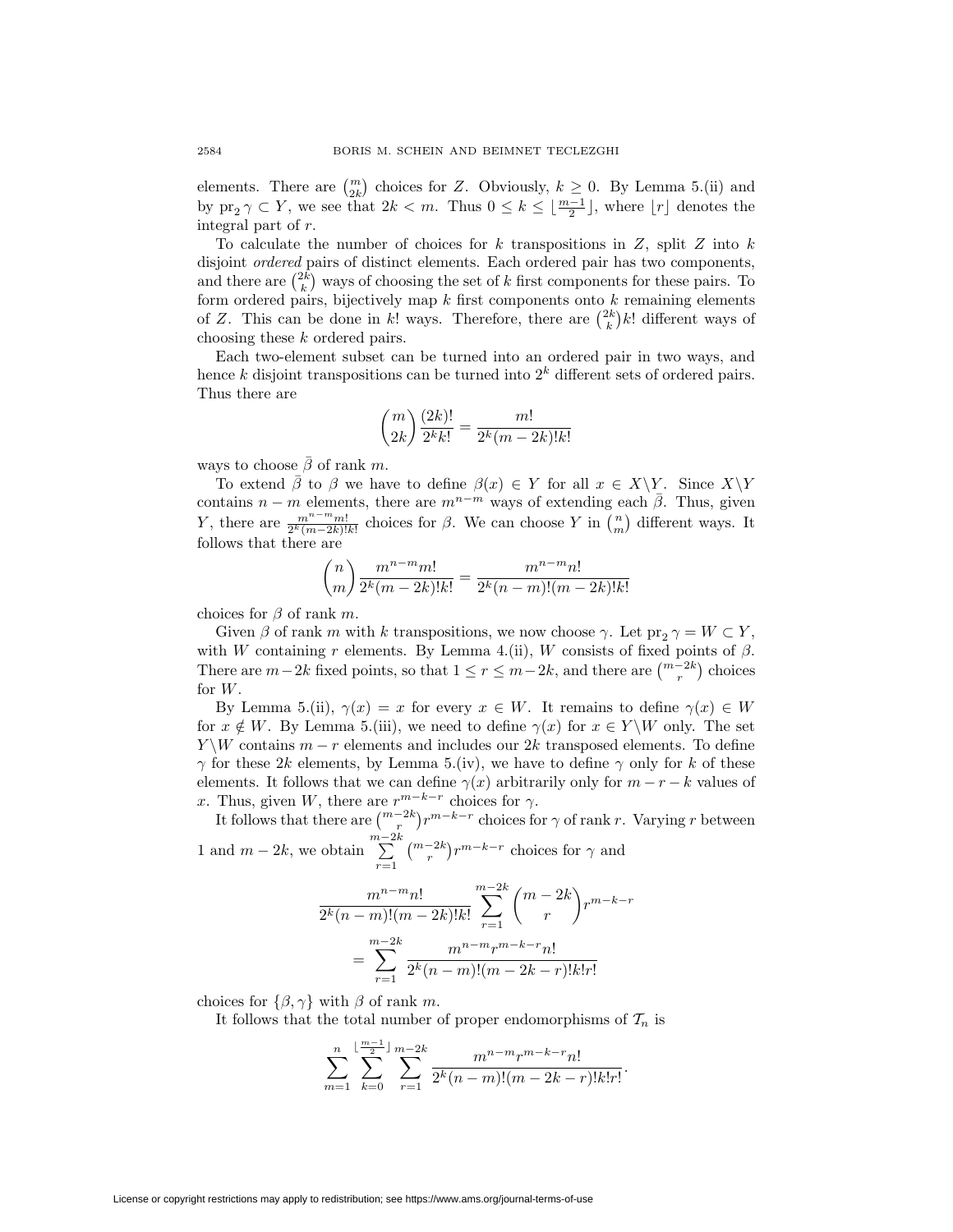elements. There are $\binom{m}{2k}$ choices for $Z$. Obviously, $k \geq 0$. By Lemma 5.(ii) and by $\mathrm{pr}_2\, \gamma \subset Y$, we see that $2k < m$. Thus $0 \leq k \leq \lfloor \frac{m-1}{2} \rfloor$, where $\lfloor r \rfloor$ denotes the integral part of $r$.

To calculate the number of choices for $k$ transpositions in $Z$, split $Z$ into $k$ disjoint *ordered* pairs of distinct elements. Each ordered pair has two components, and there are $\binom{2k}{k}$ ways of choosing the set of $k$ first components for these pairs. To form ordered pairs, bijectively map $k$ first components onto $k$ remaining elements of $Z$. This can be done in $k!$ ways. Therefore, there are $\binom{2k}{k}k!$ different ways of choosing these $k$ ordered pairs.

Each two-element subset can be turned into an ordered pair in two ways, and hence $k$ disjoint transpositions can be turned into $2^k$ different sets of ordered pairs. Thus there are

$$\binom{m}{2k}\frac{(2k)!}{2^k k!} = \frac{m!}{2^k (m-2k)!k!}$$

ways to choose $\bar{\beta}$ of rank $m$.

To extend $\bar{\beta}$ to $\beta$ we have to define $\beta(x) \in Y$ for all $x \in X\backslash Y$. Since $X\backslash Y$ contains $n-m$ elements, there are $m^{n-m}$ ways of extending each $\bar{\beta}$. Thus, given $Y$, there are $\frac{m^{n-m}m!}{2^k(m-2k)!k!}$ choices for $\beta$. We can choose $Y$ in $\binom{n}{m}$ different ways. It follows that there are

$$\binom{n}{m}\frac{m^{n-m}m!}{2^k(m-2k)!k!} = \frac{m^{n-m}n!}{2^k(n-m)!(m-2k)!k!}$$

choices for $\beta$ of rank $m$.

Given $\beta$ of rank $m$ with $k$ transpositions, we now choose $\gamma$. Let $\mathrm{pr}_2\, \gamma = W \subset Y$, with $W$ containing $r$ elements. By Lemma 4.(ii), $W$ consists of fixed points of $\beta$. There are $m-2k$ fixed points, so that $1 \leq r \leq m-2k$, and there are $\binom{m-2k}{r}$ choices for $W$.

By Lemma 5.(ii), $\gamma(x) = x$ for every $x \in W$. It remains to define $\gamma(x) \in W$ for $x \notin W$. By Lemma 5.(iii), we need to define $\gamma(x)$ for $x \in Y\backslash W$ only. The set $Y\backslash W$ contains $m-r$ elements and includes our $2k$ transposed elements. To define $\gamma$ for these $2k$ elements, by Lemma 5.(iv), we have to define $\gamma$ only for $k$ of these elements. It follows that we can define $\gamma(x)$ arbitrarily only for $m-r-k$ values of $x$. Thus, given $W$, there are $r^{m-k-r}$ choices for $\gamma$.

It follows that there are $\binom{m-2k}{r}r^{m-k-r}$ choices for $\gamma$ of rank $r$. Varying $r$ between 1 and $m-2k$, we obtain $\sum_{r=1}^{m-2k}\binom{m-2k}{r}r^{m-k-r}$ choices for $\gamma$ and

$$\frac{m^{n-m}n!}{2^k(n-m)!(m-2k)!k!}\sum_{r=1}^{m-2k}\binom{m-2k}{r}r^{m-k-r} = \sum_{r=1}^{m-2k}\frac{m^{n-m}r^{m-k-r}n!}{2^k(n-m)!(m-2k-r)!k!r!}$$

choices for $\{\beta, \gamma\}$ with $\beta$ of rank $m$.

It follows that the total number of proper endomorphisms of $\mathcal{T}_n$ is

$$\sum_{m=1}^{n}\sum_{k=0}^{\lfloor\frac{m-1}{2}\rfloor}\sum_{r=1}^{m-2k}\frac{m^{n-m}r^{m-k-r}n!}{2^k(n-m)!(m-2k-r)!k!r!}.$$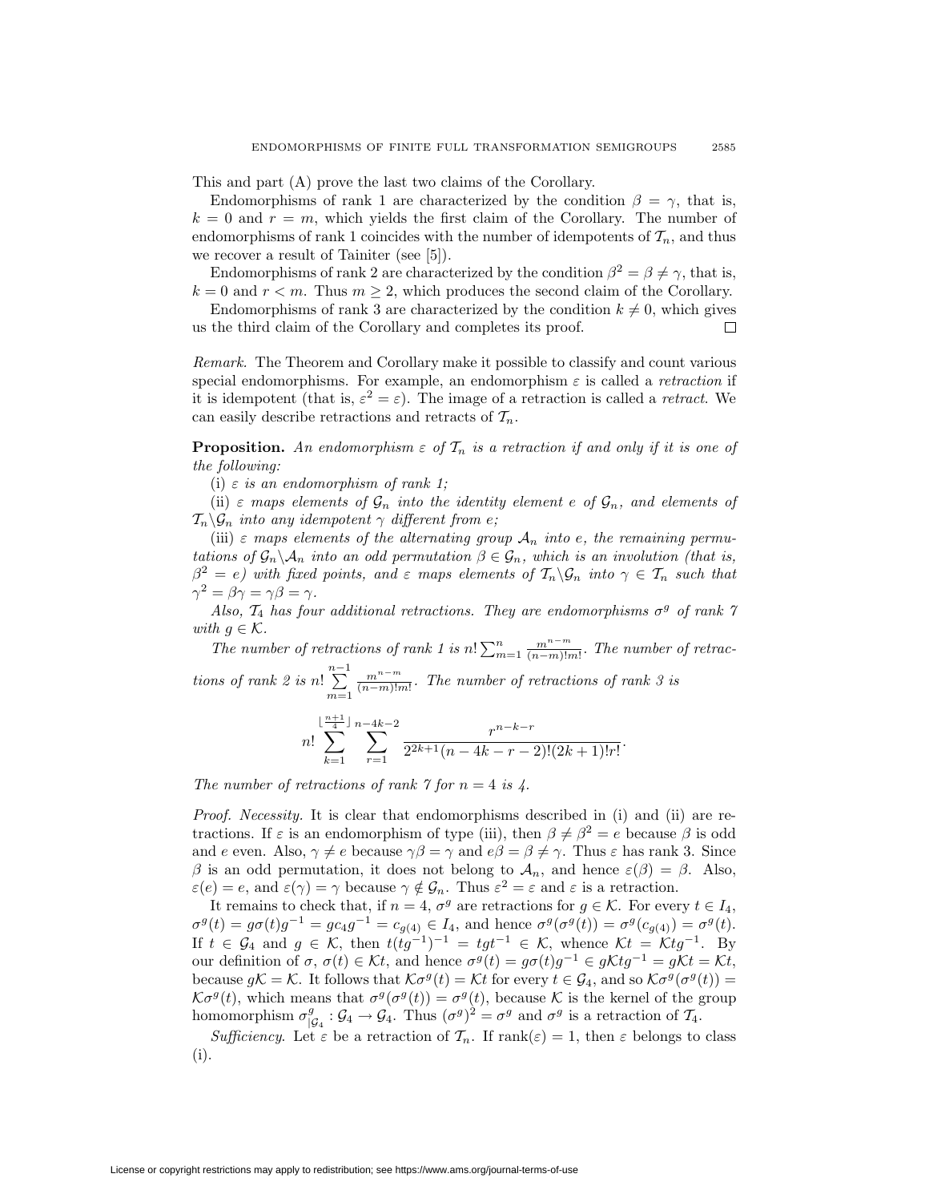This and part (A) prove the last two claims of the Corollary.

Endomorphisms of rank 1 are characterized by the condition $\beta = \gamma$, that is, $k = 0$ and $r = m$, which yields the first claim of the Corollary. The number of endomorphisms of rank 1 coincides with the number of idempotents of $\mathcal{T}_n$, and thus we recover a result of Tainiter (see [5]).

Endomorphisms of rank 2 are characterized by the condition $\beta^2 = \beta \neq \gamma$, that is, $k = 0$ and $r < m$. Thus $m \geq 2$, which produces the second claim of the Corollary.

Endomorphisms of rank 3 are characterized by the condition $k \neq 0$, which gives us the third claim of the Corollary and completes its proof. $\square$

*Remark.* The Theorem and Corollary make it possible to classify and count various special endomorphisms. For example, an endomorphism $\varepsilon$ is called a *retraction* if it is idempotent (that is, $\varepsilon^2 = \varepsilon$). The image of a retraction is called a *retract*. We can easily describe retractions and retracts of $\mathcal{T}_n$.

**Proposition.** *An endomorphism $\varepsilon$ of $\mathcal{T}_n$ is a retraction if and only if it is one of the following:*

(i) *$\varepsilon$ is an endomorphism of rank 1;*

(ii) *$\varepsilon$ maps elements of $\mathcal{G}_n$ into the identity element $e$ of $\mathcal{G}_n$, and elements of $\mathcal{T}_n \backslash \mathcal{G}_n$ into any idempotent $\gamma$ different from $e$;*

(iii) *$\varepsilon$ maps elements of the alternating group $\mathcal{A}_n$ into $e$, the remaining permutations of $\mathcal{G}_n \backslash \mathcal{A}_n$ into an odd permutation $\beta \in \mathcal{G}_n$, which is an involution (that is, $\beta^2 = e$) with fixed points, and $\varepsilon$ maps elements of $\mathcal{T}_n \backslash \mathcal{G}_n$ into $\gamma \in \mathcal{T}_n$ such that $\gamma^2 = \beta\gamma = \gamma\beta = \gamma$.*

*Also, $\mathcal{T}_4$ has four additional retractions. They are endomorphisms $\sigma^g$ of rank 7 with $g \in \mathcal{K}$.*

*The number of retractions of rank 1 is $n! \sum_{m=1}^{n} \frac{m^{n-m}}{(n-m)!m!}$. The number of retractions of rank 2 is $n! \sum_{m=1}^{n-1} \frac{m^{n-m}}{(n-m)!m!}$. The number of retractions of rank 3 is*

$$n! \sum_{k=1}^{\lfloor \frac{n+1}{4} \rfloor} \sum_{r=1}^{n-4k-2} \frac{r^{n-k-r}}{2^{2k+1}(n-4k-r-2)!(2k+1)!r!}.$$

*The number of retractions of rank 7 for $n = 4$ is 4.*

*Proof. Necessity.* It is clear that endomorphisms described in (i) and (ii) are retractions. If $\varepsilon$ is an endomorphism of type (iii), then $\beta \neq \beta^2 = e$ because $\beta$ is odd and $e$ even. Also, $\gamma \neq e$ because $\gamma\beta = \gamma$ and $e\beta = \beta \neq \gamma$. Thus $\varepsilon$ has rank 3. Since $\beta$ is an odd permutation, it does not belong to $\mathcal{A}_n$, and hence $\varepsilon(\beta) = \beta$. Also, $\varepsilon(e) = e$, and $\varepsilon(\gamma) = \gamma$ because $\gamma \notin \mathcal{G}_n$. Thus $\varepsilon^2 = \varepsilon$ and $\varepsilon$ is a retraction.

It remains to check that, if $n = 4$, $\sigma^g$ are retractions for $g \in \mathcal{K}$. For every $t \in I_4$, $\sigma^g(t) = g\sigma(t)g^{-1} = gc_4g^{-1} = c_{g(4)} \in I_4$, and hence $\sigma^g(\sigma^g(t)) = \sigma^g(c_{g(4)}) = \sigma^g(t)$. If $t \in \mathcal{G}_4$ and $g \in \mathcal{K}$, then $t(tg^{-1})^{-1} = tgt^{-1} \in \mathcal{K}$, whence $\mathcal{K}t = \mathcal{K}tg^{-1}$. By our definition of $\sigma$, $\sigma(t) \in \mathcal{K}t$, and hence $\sigma^g(t) = g\sigma(t)g^{-1} \in g\mathcal{K}tg^{-1} = g\mathcal{K}t = \mathcal{K}t$, because $g\mathcal{K} = \mathcal{K}$. It follows that $\mathcal{K}\sigma^g(t) = \mathcal{K}t$ for every $t \in \mathcal{G}_4$, and so $\mathcal{K}\sigma^g(\sigma^g(t)) = \mathcal{K}\sigma^g(t)$, which means that $\sigma^g(\sigma^g(t)) = \sigma^g(t)$, because $\mathcal{K}$ is the kernel of the group homomorphism $\sigma^g_{|\mathcal{G}_4} : \mathcal{G}_4 \to \mathcal{G}_4$. Thus $(\sigma^g)^2 = \sigma^g$ and $\sigma^g$ is a retraction of $\mathcal{T}_4$.

*Sufficiency.* Let $\varepsilon$ be a retraction of $\mathcal{T}_n$. If $\text{rank}(\varepsilon) = 1$, then $\varepsilon$ belongs to class (i).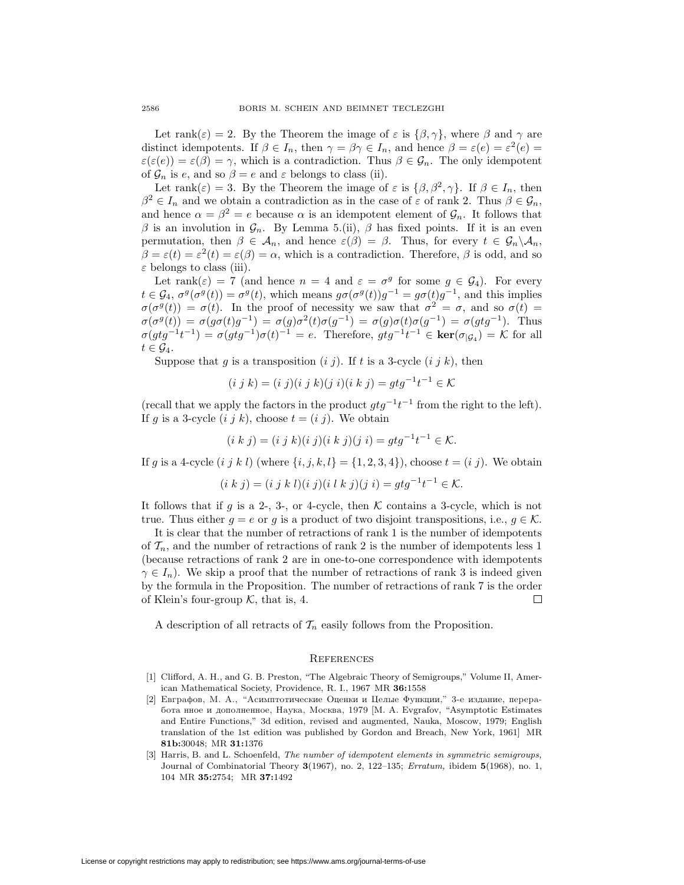Let $\mathrm{rank}(\varepsilon) = 2$. By the Theorem the image of $\varepsilon$ is $\{\beta, \gamma\}$, where $\beta$ and $\gamma$ are distinct idempotents. If $\beta \in I_n$, then $\gamma = \beta\gamma \in I_n$, and hence $\beta = \varepsilon(e) = \varepsilon^2(e) = \varepsilon(\varepsilon(e)) = \varepsilon(\beta) = \gamma$, which is a contradiction. Thus $\beta \in \mathcal{G}_n$. The only idempotent of $\mathcal{G}_n$ is $e$, and so $\beta = e$ and $\varepsilon$ belongs to class (ii).

Let $\mathrm{rank}(\varepsilon) = 3$. By the Theorem the image of $\varepsilon$ is $\{\beta, \beta^2, \gamma\}$. If $\beta \in I_n$, then $\beta^2 \in I_n$ and we obtain a contradiction as in the case of $\varepsilon$ of rank 2. Thus $\beta \in \mathcal{G}_n$, and hence $\alpha = \beta^2 = e$ because $\alpha$ is an idempotent element of $\mathcal{G}_n$. It follows that $\beta$ is an involution in $\mathcal{G}_n$. By Lemma 5.(ii), $\beta$ has fixed points. If it is an even permutation, then $\beta \in \mathcal{A}_n$, and hence $\varepsilon(\beta) = \beta$. Thus, for every $t \in \mathcal{G}_n \backslash \mathcal{A}_n$, $\beta = \varepsilon(t) = \varepsilon^2(t) = \varepsilon(\beta) = \alpha$, which is a contradiction. Therefore, $\beta$ is odd, and so $\varepsilon$ belongs to class (iii).

Let $\mathrm{rank}(\varepsilon) = 7$ (and hence $n = 4$ and $\varepsilon = \sigma^g$ for some $g \in \mathcal{G}_4$). For every $t \in \mathcal{G}_4$, $\sigma^g(\sigma^g(t)) = \sigma^g(t)$, which means $g\sigma(\sigma^g(t))g^{-1} = g\sigma(t)g^{-1}$, and this implies $\sigma(\sigma^g(t)) = \sigma(t)$. In the proof of necessity we saw that $\sigma^2 = \sigma$, and so $\sigma(t) = \sigma(\sigma^g(t)) = \sigma(g\sigma(t)g^{-1}) = \sigma(g)\sigma^2(t)\sigma(g^{-1}) = \sigma(g)\sigma(t)\sigma(g^{-1}) = \sigma(gtg^{-1})$. Thus $\sigma(gtg^{-1}t^{-1}) = \sigma(gtg^{-1})\sigma(t)^{-1} = e$. Therefore, $gtg^{-1}t^{-1} \in \mathbf{ker}(\sigma_{|\mathcal{G}_4}) = \mathcal{K}$ for all $t \in \mathcal{G}_4$.

Suppose that $g$ is a transposition $(i\ j)$. If $t$ is a 3-cycle $(i\ j\ k)$, then

$$(i\ j\ k) = (i\ j)(i\ j\ k)(j\ i)(i\ k\ j) = gtg^{-1}t^{-1} \in \mathcal{K}$$

(recall that we apply the factors in the product $gtg^{-1}t^{-1}$ from the right to the left). If $g$ is a 3-cycle $(i\ j\ k)$, choose $t = (i\ j)$. We obtain

$$(i\ k\ j) = (i\ j\ k)(i\ j)(i\ k\ j)(j\ i) = gtg^{-1}t^{-1} \in \mathcal{K}.$$

If $g$ is a 4-cycle $(i\ j\ k\ l)$ (where $\{i, j, k, l\} = \{1, 2, 3, 4\}$), choose $t = (i\ j)$. We obtain

$$(i\ k\ j) = (i\ j\ k\ l)(i\ j)(i\ l\ k\ j)(j\ i) = gtg^{-1}t^{-1} \in \mathcal{K}.$$

It follows that if $g$ is a 2-, 3-, or 4-cycle, then $\mathcal{K}$ contains a 3-cycle, which is not true. Thus either $g = e$ or $g$ is a product of two disjoint transpositions, i.e., $g \in \mathcal{K}$.

It is clear that the number of retractions of rank 1 is the number of idempotents of $\mathcal{T}_n$, and the number of retractions of rank 2 is the number of idempotents less 1 (because retractions of rank 2 are in one-to-one correspondence with idempotents $\gamma \in I_n$). We skip a proof that the number of retractions of rank 3 is indeed given by the formula in the Proposition. The number of retractions of rank 7 is the order of Klein's four-group $\mathcal{K}$, that is, 4. □

A description of all retracts of $\mathcal{T}_n$ easily follows from the Proposition.

## References

[1] Clifford, A. H., and G. B. Preston, "The Algebraic Theory of Semigroups," Volume II, American Mathematical Society, Providence, R. I., 1967 MR **36:**1558

[2] Евграфов, М. А., "Асимптотические Оценки и Целые Функции," 3-е издание, перерабо­та нное и дополненное, Наука, Москва, 1979 [M. A. Evgrafov, "Asymptotic Estimates and Entire Functions," 3d edition, revised and augmented, Nauka, Moscow, 1979; English translation of the 1st edition was published by Gordon and Breach, New York, 1961] MR **81b:**30048; MR **31:**1376

[3] Harris, B. and L. Schoenfeld, *The number of idempotent elements in symmetric semigroups,* Journal of Combinatorial Theory **3**(1967), no. 2, 122–135; *Erratum,* ibidem **5**(1968), no. 1, 104 MR **35:**2754; MR **37:**1492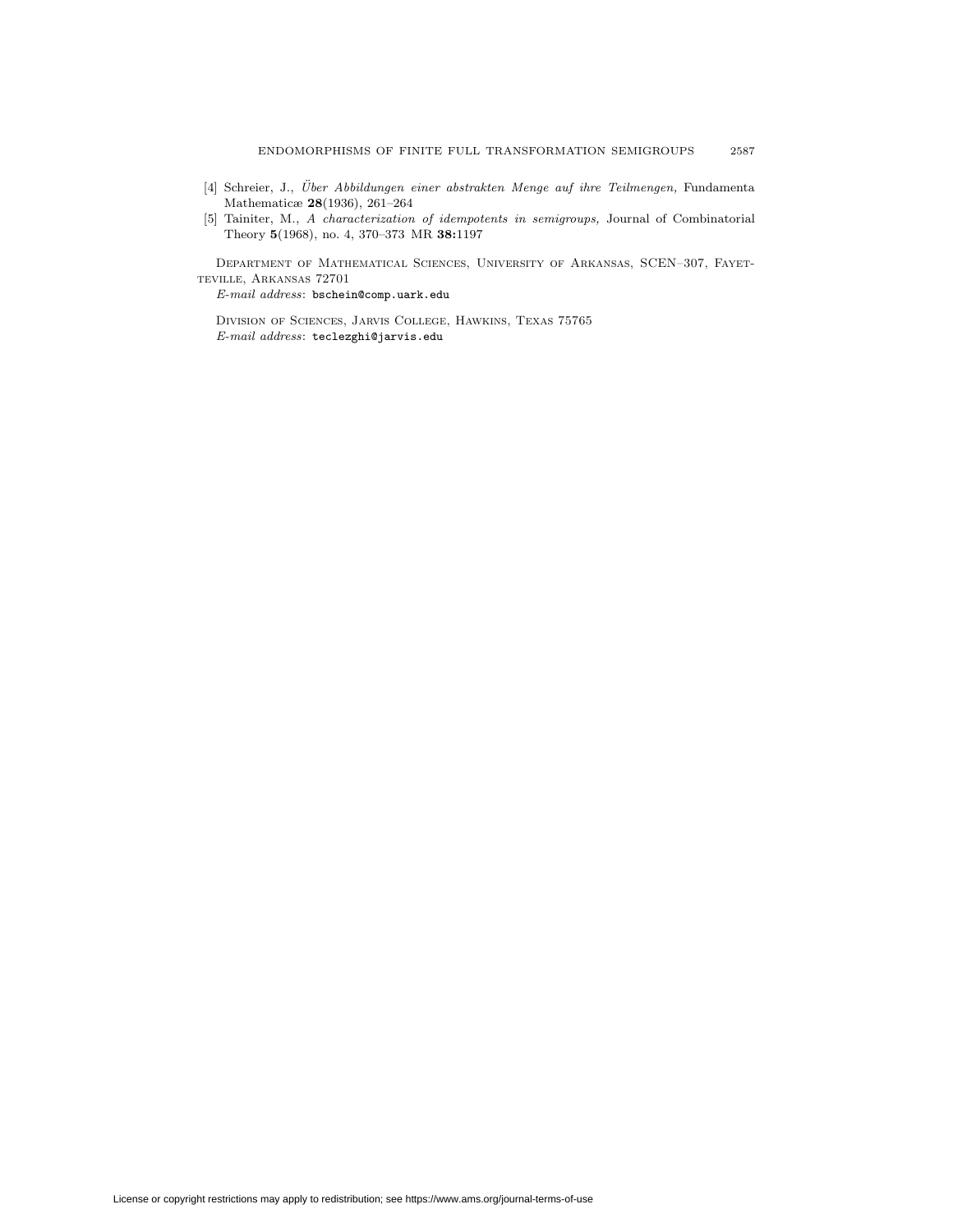[4] Schreier, J., *Über Abbildungen einer abstrakten Menge auf ihre Teilmengen,* Fundamenta Mathematicæ **28**(1936), 261–264

[5] Tainiter, M., *A characterization of idempotents in semigroups,* Journal of Combinatorial Theory **5**(1968), no. 4, 370–373 MR **38:**1197

Department of Mathematical Sciences, University of Arkansas, SCEN–307, Fayetteville, Arkansas 72701

*E-mail address*: `bschein@comp.uark.edu`

Division of Sciences, Jarvis College, Hawkins, Texas 75765

*E-mail address*: `teclezghi@jarvis.edu`